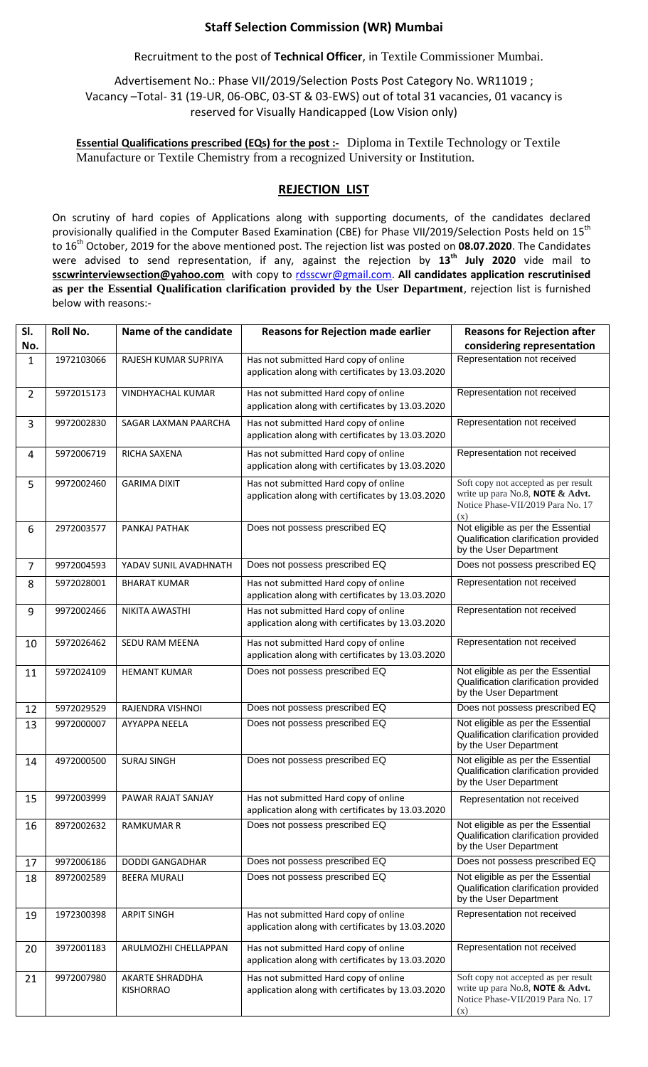## Staff Selection Commission (WR) Mumbai

Recruitment to the post of **Technical Officer**, in Textile Commissioner Mumbai.

Advertisement No.: Phase VII/2019/Selection Posts Post Category No. WR11019 ; Vacancy –Total- 31 (19-UR, 06-OBC, 03-ST & 03-EWS) out of total 31 vacancies, 01 vacancy is reserved for Visually Handicapped (Low Vision only)

**Essential Qualifications prescribed (EQs) for the post :-** Diploma in Textile Technology or Textile Manufacture or Textile Chemistry from a recognized University or Institution.

## REJECTION LIST

On scrutiny of hard copies of Applications along with supporting documents, of the candidates declared provisionally qualified in the Computer Based Examination (CBE) for Phase VII/2019/Selection Posts held on 15th to 16th October, 2019 for the above mentioned post. The rejection list was posted on **08.07.2020**. The Candidates were advised to send representation, if any, against the rejection by **13th July 2020** vide mail to **sscwrinterviewsection@yahoo.com** with copy to rdsscwr@gmail.com. **All candidates application rescrutinised as per the Essential Qualification clarification provided by the User Department**, rejection list is furnished below with reasons:-

| Sl. No. | Roll No. | Name of the candidate | Reasons for Rejection made earlier | Reasons for Rejection after considering representation |
|---|---|---|---|---|
| 1 | 1972103066 | RAJESH KUMAR SUPRIYA | Has not submitted Hard copy of online application along with certificates by 13.03.2020 | Representation not received |
| 2 | 5972015173 | VINDHYACHAL KUMAR | Has not submitted Hard copy of online application along with certificates by 13.03.2020 | Representation not received |
| 3 | 9972002830 | SAGAR LAXMAN PAARCHA | Has not submitted Hard copy of online application along with certificates by 13.03.2020 | Representation not received |
| 4 | 5972006719 | RICHA SAXENA | Has not submitted Hard copy of online application along with certificates by 13.03.2020 | Representation not received |
| 5 | 9972002460 | GARIMA DIXIT | Has not submitted Hard copy of online application along with certificates by 13.03.2020 | Soft copy not accepted as per result write up para No.8, **NOTE & Advt.** Notice Phase-VII/2019 Para No. 17 (x) |
| 6 | 2972003577 | PANKAJ PATHAK | Does not possess prescribed EQ | Not eligible as per the Essential Qualification clarification provided by the User Department |
| 7 | 9972004593 | YADAV SUNIL AVADHNATH | Does not possess prescribed EQ | Does not possess prescribed EQ |
| 8 | 5972028001 | BHARAT KUMAR | Has not submitted Hard copy of online application along with certificates by 13.03.2020 | Representation not received |
| 9 | 9972002466 | NIKITA AWASTHI | Has not submitted Hard copy of online application along with certificates by 13.03.2020 | Representation not received |
| 10 | 5972026462 | SEDU RAM MEENA | Has not submitted Hard copy of online application along with certificates by 13.03.2020 | Representation not received |
| 11 | 5972024109 | HEMANT KUMAR | Does not possess prescribed EQ | Not eligible as per the Essential Qualification clarification provided by the User Department |
| 12 | 5972029529 | RAJENDRA VISHNOI | Does not possess prescribed EQ | Does not possess prescribed EQ |
| 13 | 9972000007 | AYYAPPA NEELA | Does not possess prescribed EQ | Not eligible as per the Essential Qualification clarification provided by the User Department |
| 14 | 4972000500 | SURAJ SINGH | Does not possess prescribed EQ | Not eligible as per the Essential Qualification clarification provided by the User Department |
| 15 | 9972003999 | PAWAR RAJAT SANJAY | Has not submitted Hard copy of online application along with certificates by 13.03.2020 | Representation not received |
| 16 | 8972002632 | RAMKUMAR R | Does not possess prescribed EQ | Not eligible as per the Essential Qualification clarification provided by the User Department |
| 17 | 9972006186 | DODDI GANGADHAR | Does not possess prescribed EQ | Does not possess prescribed EQ |
| 18 | 8972002589 | BEERA MURALI | Does not possess prescribed EQ | Not eligible as per the Essential Qualification clarification provided by the User Department |
| 19 | 1972300398 | ARPIT SINGH | Has not submitted Hard copy of online application along with certificates by 13.03.2020 | Representation not received |
| 20 | 3972001183 | ARULMOZHI CHELLAPPAN | Has not submitted Hard copy of online application along with certificates by 13.03.2020 | Representation not received |
| 21 | 9972007980 | AKARTE SHRADDHA KISHORRAO | Has not submitted Hard copy of online application along with certificates by 13.03.2020 | Soft copy not accepted as per result write up para No.8, **NOTE & Advt.** Notice Phase-VII/2019 Para No. 17 (x) |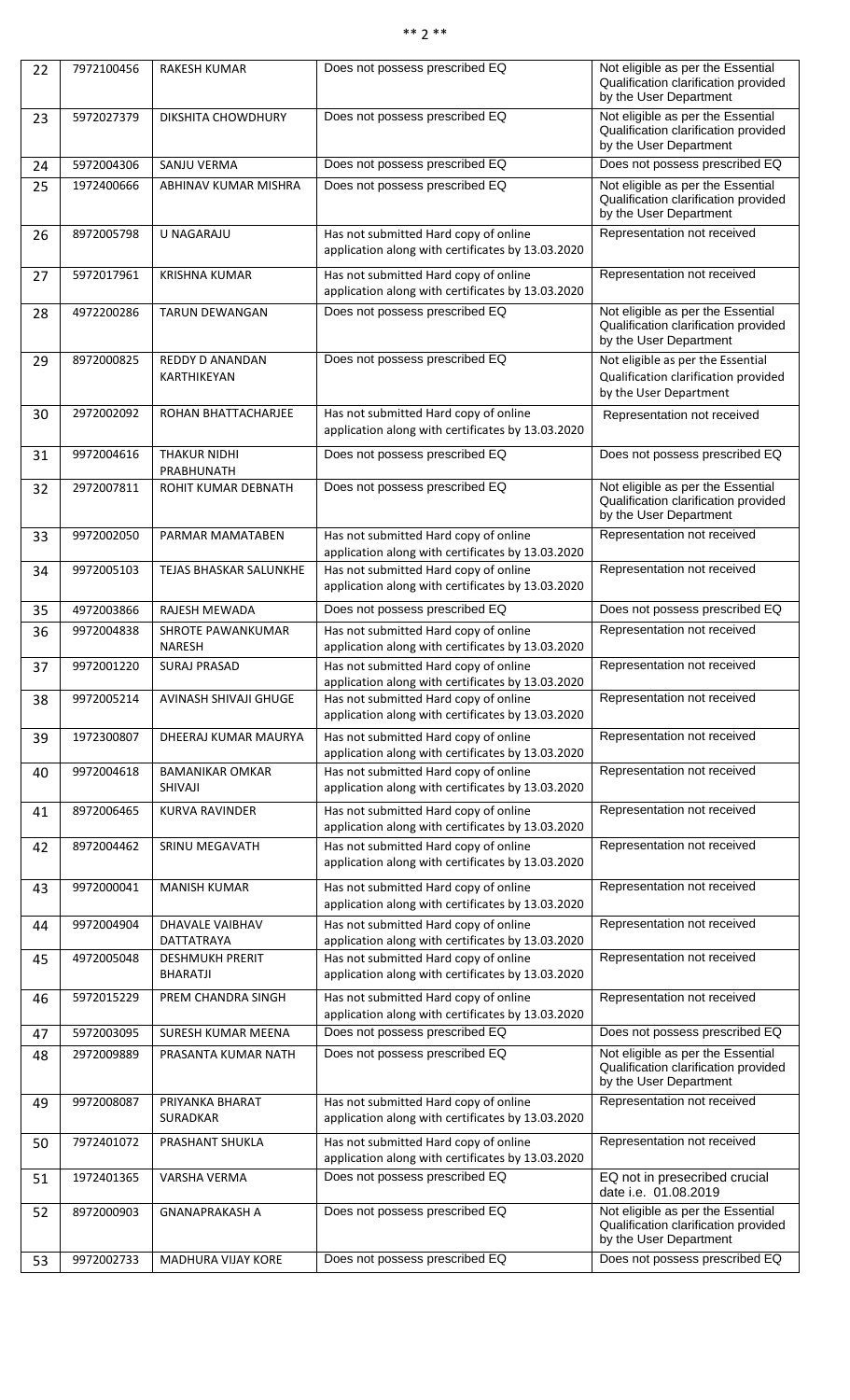| 22 | 7972100456 | RAKESH KUMAR | Does not possess prescribed EQ | Not eligible as per the Essential Qualification clarification provided by the User Department |
|---|---|---|---|---|
| 23 | 5972027379 | DIKSHITA CHOWDHURY | Does not possess prescribed EQ | Not eligible as per the Essential Qualification clarification provided by the User Department |
| 24 | 5972004306 | SANJU VERMA | Does not possess prescribed EQ | Does not possess prescribed EQ |
| 25 | 1972400666 | ABHINAV KUMAR MISHRA | Does not possess prescribed EQ | Not eligible as per the Essential Qualification clarification provided by the User Department |
| 26 | 8972005798 | U NAGARAJU | Has not submitted Hard copy of online application along with certificates by 13.03.2020 | Representation not received |
| 27 | 5972017961 | KRISHNA KUMAR | Has not submitted Hard copy of online application along with certificates by 13.03.2020 | Representation not received |
| 28 | 4972200286 | TARUN DEWANGAN | Does not possess prescribed EQ | Not eligible as per the Essential Qualification clarification provided by the User Department |
| 29 | 8972000825 | REDDY D ANANDAN KARTHIKEYAN | Does not possess prescribed EQ | Not eligible as per the Essential Qualification clarification provided by the User Department |
| 30 | 2972002092 | ROHAN BHATTACHARJEE | Has not submitted Hard copy of online application along with certificates by 13.03.2020 | Representation not received |
| 31 | 9972004616 | THAKUR NIDHI PRABHUNATH | Does not possess prescribed EQ | Does not possess prescribed EQ |
| 32 | 2972007811 | ROHIT KUMAR DEBNATH | Does not possess prescribed EQ | Not eligible as per the Essential Qualification clarification provided by the User Department |
| 33 | 9972002050 | PARMAR MAMATABEN | Has not submitted Hard copy of online application along with certificates by 13.03.2020 | Representation not received |
| 34 | 9972005103 | TEJAS BHASKAR SALUNKHE | Has not submitted Hard copy of online application along with certificates by 13.03.2020 | Representation not received |
| 35 | 4972003866 | RAJESH MEWADA | Does not possess prescribed EQ | Does not possess prescribed EQ |
| 36 | 9972004838 | SHROTE PAWANKUMAR NARESH | Has not submitted Hard copy of online application along with certificates by 13.03.2020 | Representation not received |
| 37 | 9972001220 | SURAJ PRASAD | Has not submitted Hard copy of online application along with certificates by 13.03.2020 | Representation not received |
| 38 | 9972005214 | AVINASH SHIVAJI GHUGE | Has not submitted Hard copy of online application along with certificates by 13.03.2020 | Representation not received |
| 39 | 1972300807 | DHEERAJ KUMAR MAURYA | Has not submitted Hard copy of online application along with certificates by 13.03.2020 | Representation not received |
| 40 | 9972004618 | BAMANIKAR OMKAR SHIVAJI | Has not submitted Hard copy of online application along with certificates by 13.03.2020 | Representation not received |
| 41 | 8972006465 | KURVA RAVINDER | Has not submitted Hard copy of online application along with certificates by 13.03.2020 | Representation not received |
| 42 | 8972004462 | SRINU MEGAVATH | Has not submitted Hard copy of online application along with certificates by 13.03.2020 | Representation not received |
| 43 | 9972000041 | MANISH KUMAR | Has not submitted Hard copy of online application along with certificates by 13.03.2020 | Representation not received |
| 44 | 9972004904 | DHAVALE VAIBHAV DATTATRAYA | Has not submitted Hard copy of online application along with certificates by 13.03.2020 | Representation not received |
| 45 | 4972005048 | DESHMUKH PRERIT BHARATJI | Has not submitted Hard copy of online application along with certificates by 13.03.2020 | Representation not received |
| 46 | 5972015229 | PREM CHANDRA SINGH | Has not submitted Hard copy of online application along with certificates by 13.03.2020 | Representation not received |
| 47 | 5972003095 | SURESH KUMAR MEENA | Does not possess prescribed EQ | Does not possess prescribed EQ |
| 48 | 2972009889 | PRASANTA KUMAR NATH | Does not possess prescribed EQ | Not eligible as per the Essential Qualification clarification provided by the User Department |
| 49 | 9972008087 | PRIYANKA BHARAT SURADKAR | Has not submitted Hard copy of online application along with certificates by 13.03.2020 | Representation not received |
| 50 | 7972401072 | PRASHANT SHUKLA | Has not submitted Hard copy of online application along with certificates by 13.03.2020 | Representation not received |
| 51 | 1972401365 | VARSHA VERMA | Does not possess prescribed EQ | EQ not in presecribed crucial date i.e. 01.08.2019 |
| 52 | 8972000903 | GNANAPRAKASH A | Does not possess prescribed EQ | Not eligible as per the Essential Qualification clarification provided by the User Department |
| 53 | 9972002733 | MADHURA VIJAY KORE | Does not possess prescribed EQ | Does not possess prescribed EQ |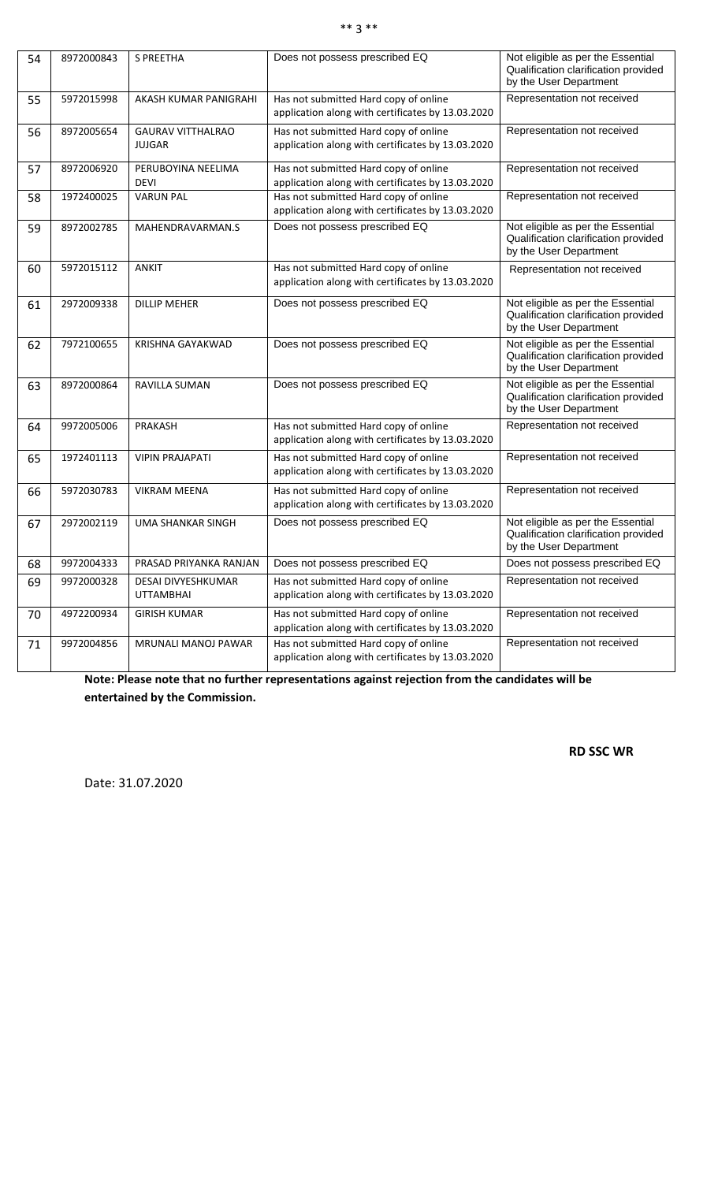| | | | | |
|---|---|---|---|---|
| 54 | 8972000843 | S PREETHA | Does not possess prescribed EQ | Not eligible as per the Essential Qualification clarification provided by the User Department |
| 55 | 5972015998 | AKASH KUMAR PANIGRAHI | Has not submitted Hard copy of online application along with certificates by 13.03.2020 | Representation not received |
| 56 | 8972005654 | GAURAV VITTHALRAO JUJGAR | Has not submitted Hard copy of online application along with certificates by 13.03.2020 | Representation not received |
| 57 | 8972006920 | PERUBOYINA NEELIMA DEVI | Has not submitted Hard copy of online application along with certificates by 13.03.2020 | Representation not received |
| 58 | 1972400025 | VARUN PAL | Has not submitted Hard copy of online application along with certificates by 13.03.2020 | Representation not received |
| 59 | 8972002785 | MAHENDRAVARMAN.S | Does not possess prescribed EQ | Not eligible as per the Essential Qualification clarification provided by the User Department |
| 60 | 5972015112 | ANKIT | Has not submitted Hard copy of online application along with certificates by 13.03.2020 | Representation not received |
| 61 | 2972009338 | DILLIP MEHER | Does not possess prescribed EQ | Not eligible as per the Essential Qualification clarification provided by the User Department |
| 62 | 7972100655 | KRISHNA GAYAKWAD | Does not possess prescribed EQ | Not eligible as per the Essential Qualification clarification provided by the User Department |
| 63 | 8972000864 | RAVILLA SUMAN | Does not possess prescribed EQ | Not eligible as per the Essential Qualification clarification provided by the User Department |
| 64 | 9972005006 | PRAKASH | Has not submitted Hard copy of online application along with certificates by 13.03.2020 | Representation not received |
| 65 | 1972401113 | VIPIN PRAJAPATI | Has not submitted Hard copy of online application along with certificates by 13.03.2020 | Representation not received |
| 66 | 5972030783 | VIKRAM MEENA | Has not submitted Hard copy of online application along with certificates by 13.03.2020 | Representation not received |
| 67 | 2972002119 | UMA SHANKAR SINGH | Does not possess prescribed EQ | Not eligible as per the Essential Qualification clarification provided by the User Department |
| 68 | 9972004333 | PRASAD PRIYANKA RANJAN | Does not possess prescribed EQ | Does not possess prescribed EQ |
| 69 | 9972000328 | DESAI DIVYESHKUMAR UTTAMBHAI | Has not submitted Hard copy of online application along with certificates by 13.03.2020 | Representation not received |
| 70 | 4972200934 | GIRISH KUMAR | Has not submitted Hard copy of online application along with certificates by 13.03.2020 | Representation not received |
| 71 | 9972004856 | MRUNALI MANOJ PAWAR | Has not submitted Hard copy of online application along with certificates by 13.03.2020 | Representation not received |

**Note: Please note that no further representations against rejection from the candidates will be entertained by the Commission.**

**RD SSC WR**

Date: 31.07.2020